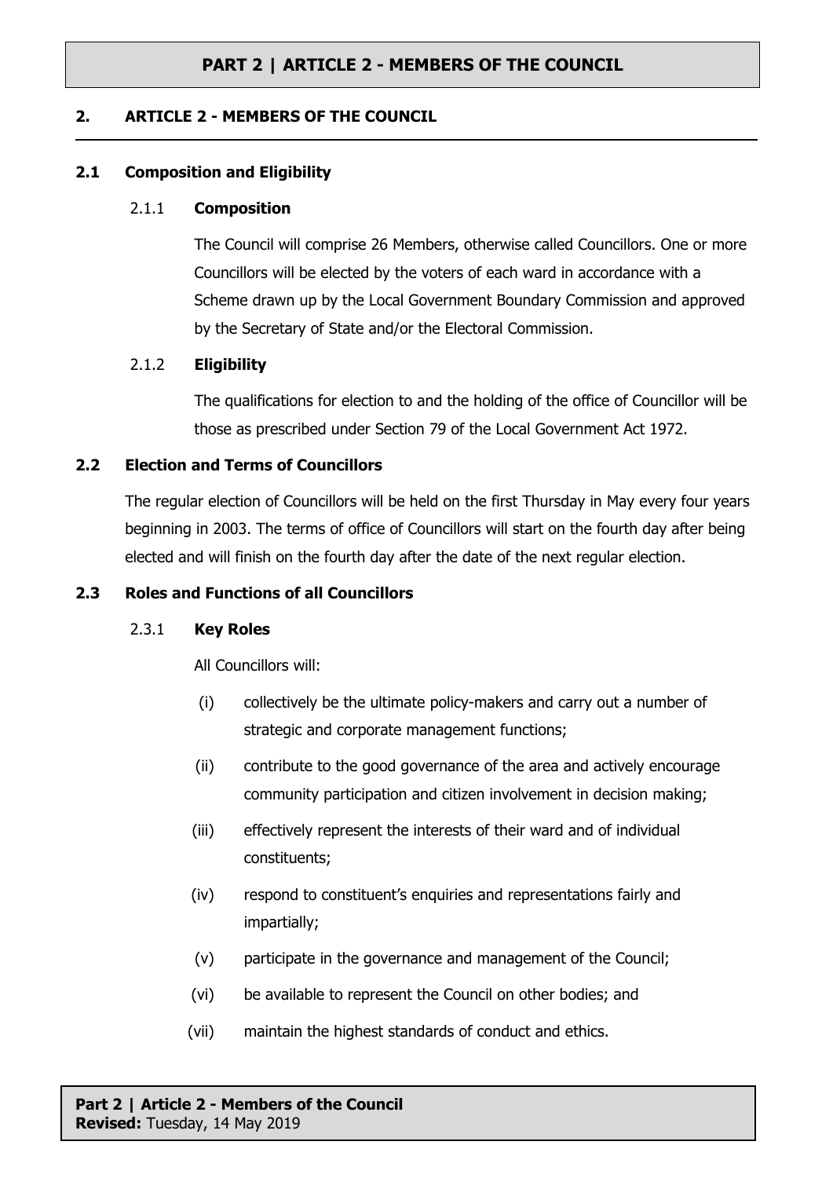# PART 2 | ARTICLE 2 - MEMBERS OF THE COUNCIL

## 2. ARTICLE 2 - MEMBERS OF THE COUNCIL

### 2.1 Composition and Eligibility

#### 2.1.1 Composition

The Council will comprise 26 Members, otherwise called Councillors. One or more Councillors will be elected by the voters of each ward in accordance with a Scheme drawn up by the Local Government Boundary Commission and approved by the Secretary of State and/or the Electoral Commission.

#### 2.1.2 Eligibility

The qualifications for election to and the holding of the office of Councillor will be those as prescribed under Section 79 of the Local Government Act 1972.

### 2.2 Election and Terms of Councillors

The regular election of Councillors will be held on the first Thursday in May every four years beginning in 2003. The terms of office of Councillors will start on the fourth day after being elected and will finish on the fourth day after the date of the next regular election.

### 2.3 Roles and Functions of all Councillors

#### 2.3.1 Key Roles

All Councillors will:

(i) collectively be the ultimate policy-makers and carry out a number of strategic and corporate management functions;

(ii) contribute to the good governance of the area and actively encourage community participation and citizen involvement in decision making;

(iii) effectively represent the interests of their ward and of individual constituents;

(iv) respond to constituent's enquiries and representations fairly and impartially;

(v) participate in the governance and management of the Council;

(vi) be available to represent the Council on other bodies; and

(vii) maintain the highest standards of conduct and ethics.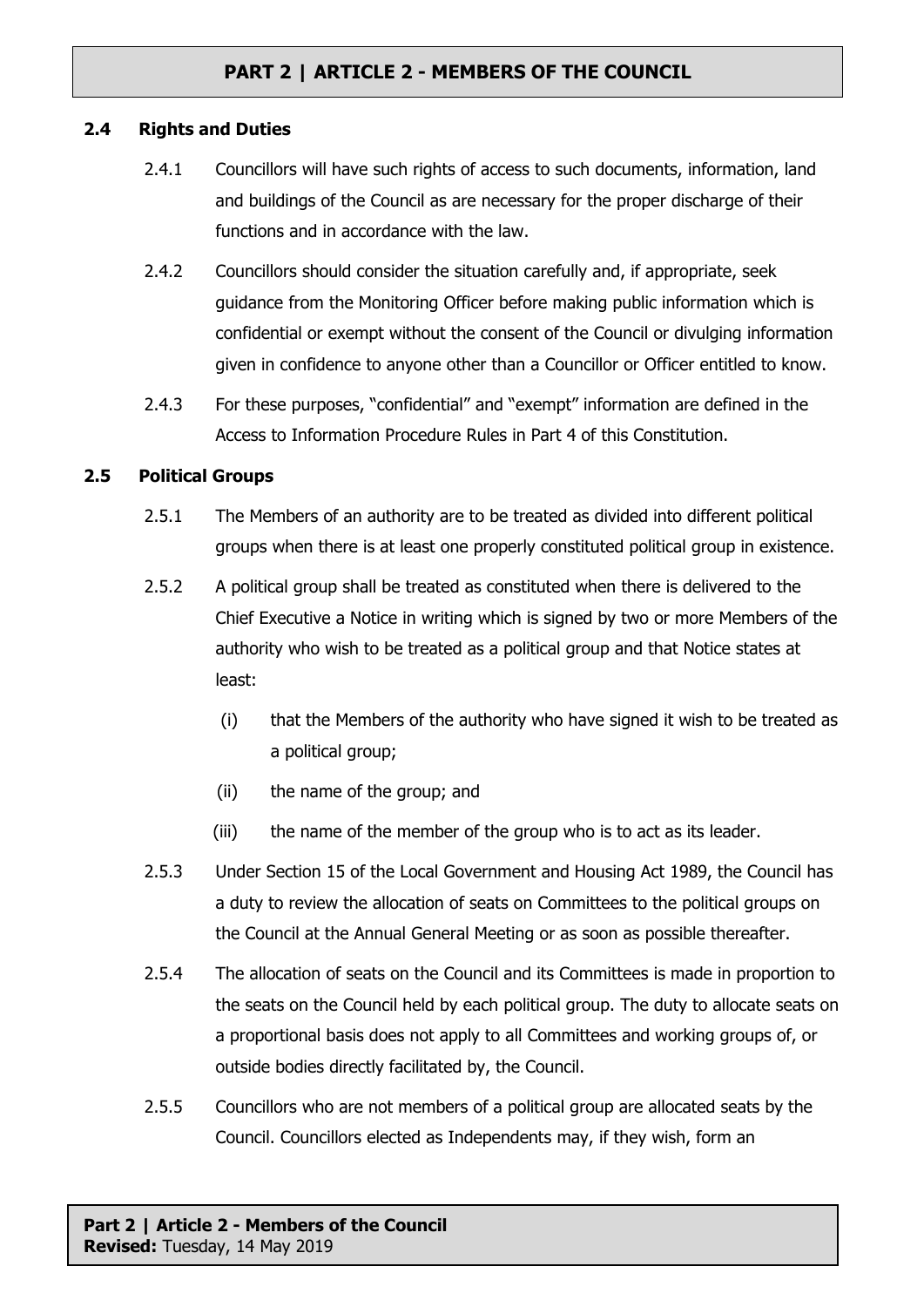### 2.4 Rights and Duties

2.4.1 Councillors will have such rights of access to such documents, information, land and buildings of the Council as are necessary for the proper discharge of their functions and in accordance with the law.

2.4.2 Councillors should consider the situation carefully and, if appropriate, seek guidance from the Monitoring Officer before making public information which is confidential or exempt without the consent of the Council or divulging information given in confidence to anyone other than a Councillor or Officer entitled to know.

2.4.3 For these purposes, "confidential" and "exempt" information are defined in the Access to Information Procedure Rules in Part 4 of this Constitution.

### 2.5 Political Groups

2.5.1 The Members of an authority are to be treated as divided into different political groups when there is at least one properly constituted political group in existence.

2.5.2 A political group shall be treated as constituted when there is delivered to the Chief Executive a Notice in writing which is signed by two or more Members of the authority who wish to be treated as a political group and that Notice states at least:

(i) that the Members of the authority who have signed it wish to be treated as a political group;

(ii) the name of the group; and

(iii) the name of the member of the group who is to act as its leader.

2.5.3 Under Section 15 of the Local Government and Housing Act 1989, the Council has a duty to review the allocation of seats on Committees to the political groups on the Council at the Annual General Meeting or as soon as possible thereafter.

2.5.4 The allocation of seats on the Council and its Committees is made in proportion to the seats on the Council held by each political group. The duty to allocate seats on a proportional basis does not apply to all Committees and working groups of, or outside bodies directly facilitated by, the Council.

2.5.5 Councillors who are not members of a political group are allocated seats by the Council. Councillors elected as Independents may, if they wish, form an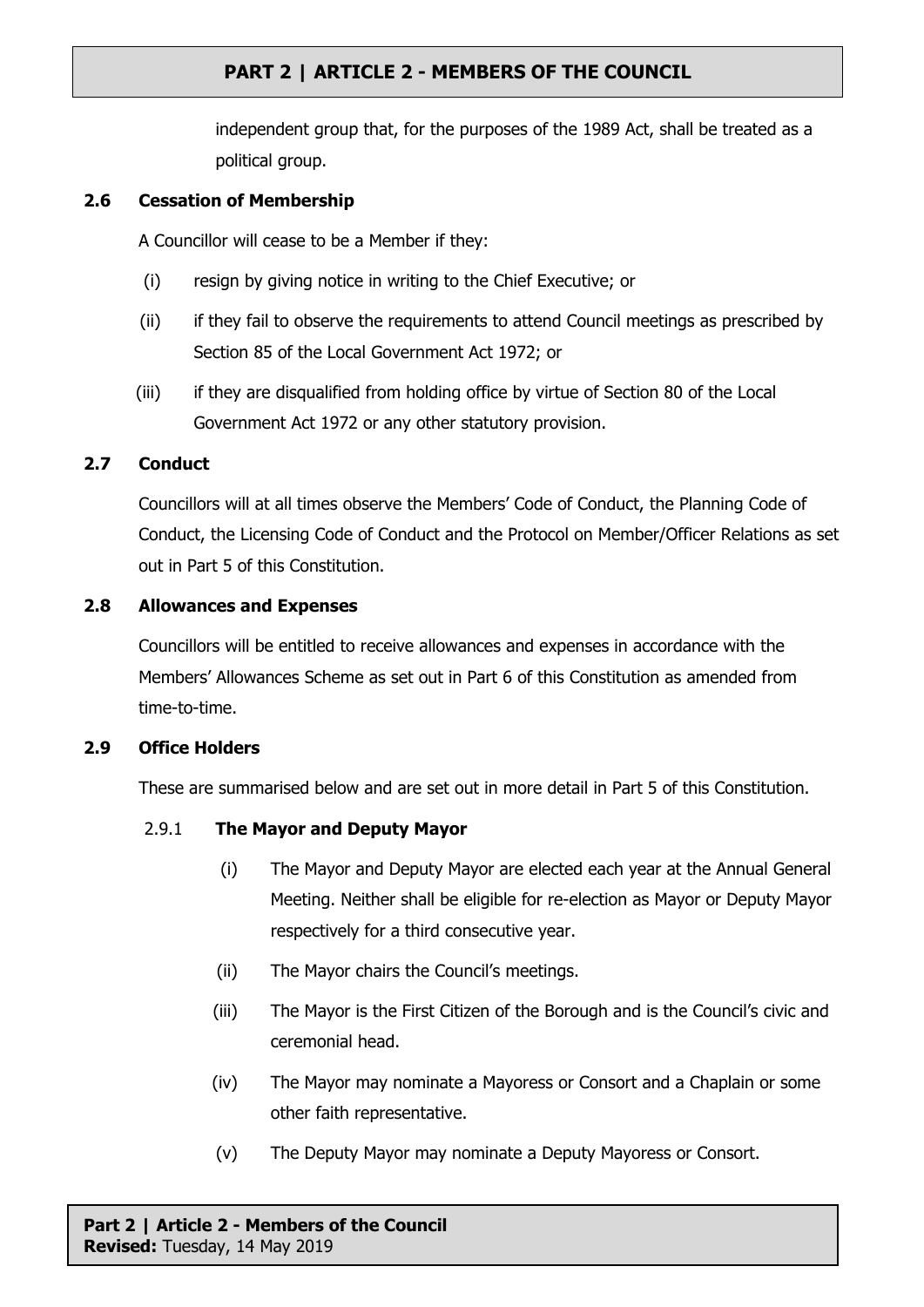independent group that, for the purposes of the 1989 Act, shall be treated as a political group.

### 2.6 Cessation of Membership

A Councillor will cease to be a Member if they:

(i) resign by giving notice in writing to the Chief Executive; or

(ii) if they fail to observe the requirements to attend Council meetings as prescribed by Section 85 of the Local Government Act 1972; or

(iii) if they are disqualified from holding office by virtue of Section 80 of the Local Government Act 1972 or any other statutory provision.

### 2.7 Conduct

Councillors will at all times observe the Members' Code of Conduct, the Planning Code of Conduct, the Licensing Code of Conduct and the Protocol on Member/Officer Relations as set out in Part 5 of this Constitution.

### 2.8 Allowances and Expenses

Councillors will be entitled to receive allowances and expenses in accordance with the Members' Allowances Scheme as set out in Part 6 of this Constitution as amended from time-to-time.

### 2.9 Office Holders

These are summarised below and are set out in more detail in Part 5 of this Constitution.

#### 2.9.1 The Mayor and Deputy Mayor

(i) The Mayor and Deputy Mayor are elected each year at the Annual General Meeting. Neither shall be eligible for re-election as Mayor or Deputy Mayor respectively for a third consecutive year.

(ii) The Mayor chairs the Council's meetings.

(iii) The Mayor is the First Citizen of the Borough and is the Council's civic and ceremonial head.

(iv) The Mayor may nominate a Mayoress or Consort and a Chaplain or some other faith representative.

(v) The Deputy Mayor may nominate a Deputy Mayoress or Consort.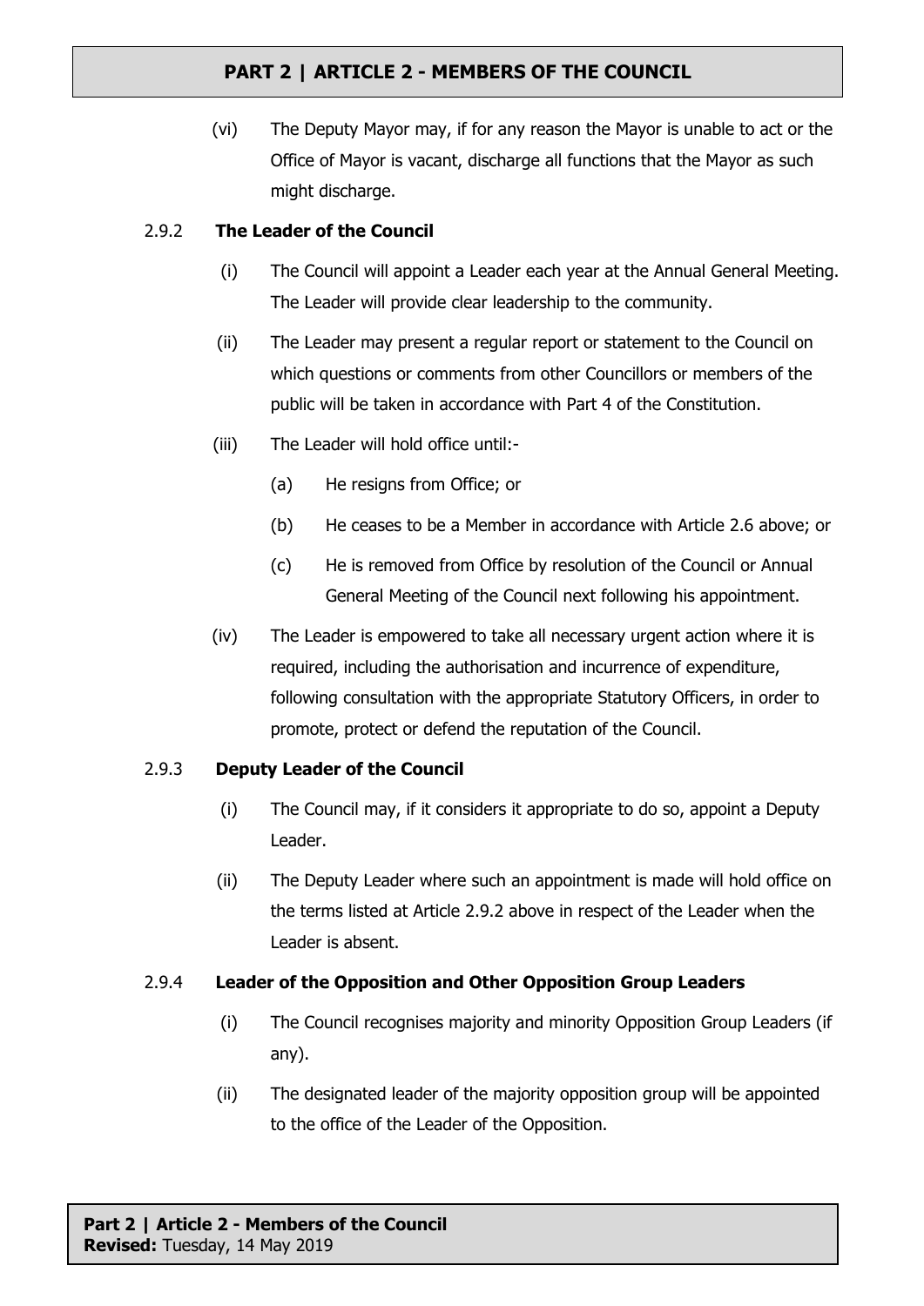(vi) The Deputy Mayor may, if for any reason the Mayor is unable to act or the Office of Mayor is vacant, discharge all functions that the Mayor as such might discharge.

### 2.9.2 The Leader of the Council

(i) The Council will appoint a Leader each year at the Annual General Meeting. The Leader will provide clear leadership to the community.

(ii) The Leader may present a regular report or statement to the Council on which questions or comments from other Councillors or members of the public will be taken in accordance with Part 4 of the Constitution.

(iii) The Leader will hold office until:-

(a) He resigns from Office; or

(b) He ceases to be a Member in accordance with Article 2.6 above; or

(c) He is removed from Office by resolution of the Council or Annual General Meeting of the Council next following his appointment.

(iv) The Leader is empowered to take all necessary urgent action where it is required, including the authorisation and incurrence of expenditure, following consultation with the appropriate Statutory Officers, in order to promote, protect or defend the reputation of the Council.

### 2.9.3 Deputy Leader of the Council

(i) The Council may, if it considers it appropriate to do so, appoint a Deputy Leader.

(ii) The Deputy Leader where such an appointment is made will hold office on the terms listed at Article 2.9.2 above in respect of the Leader when the Leader is absent.

### 2.9.4 Leader of the Opposition and Other Opposition Group Leaders

(i) The Council recognises majority and minority Opposition Group Leaders (if any).

(ii) The designated leader of the majority opposition group will be appointed to the office of the Leader of the Opposition.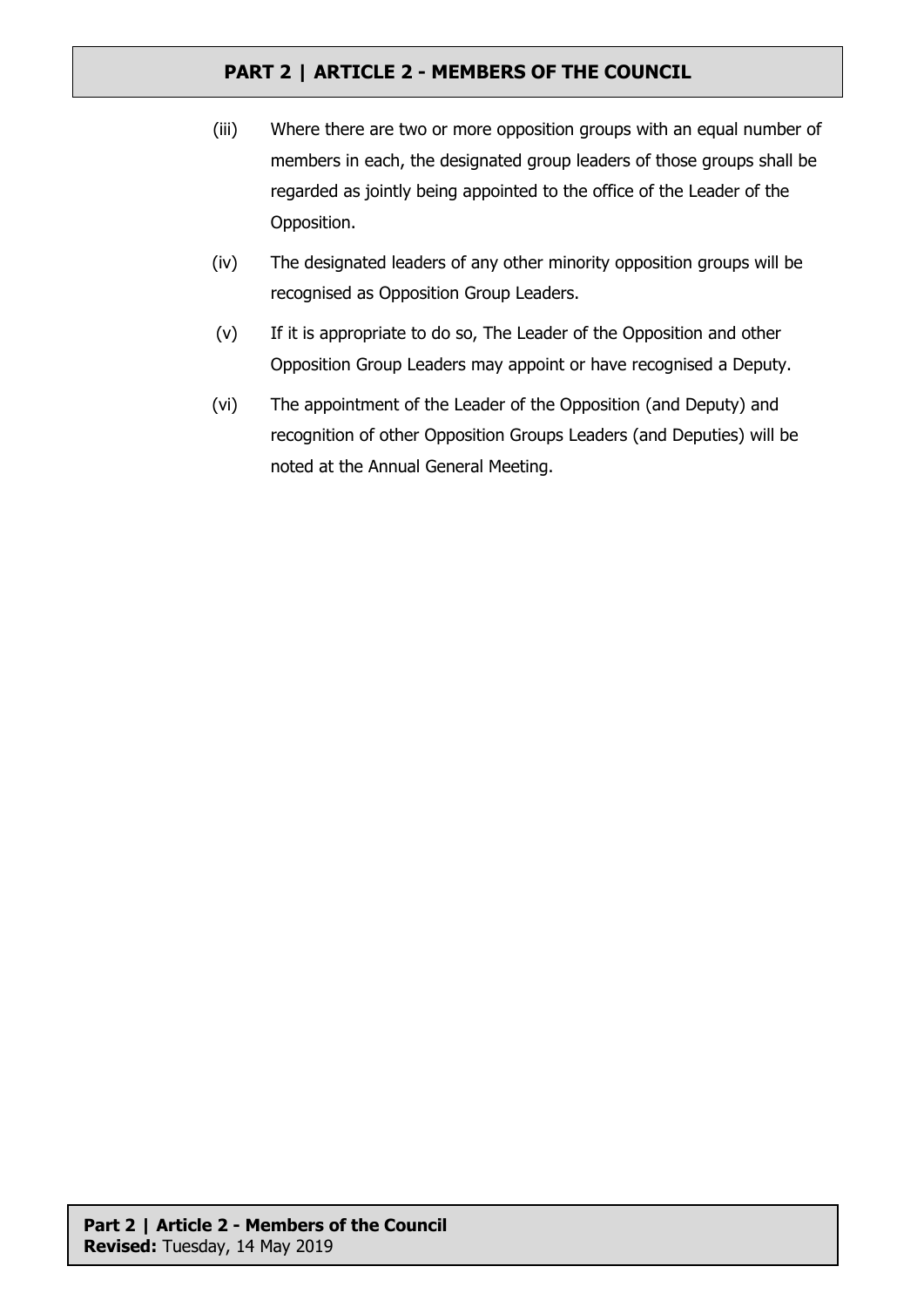(iii) Where there are two or more opposition groups with an equal number of members in each, the designated group leaders of those groups shall be regarded as jointly being appointed to the office of the Leader of the Opposition.

(iv) The designated leaders of any other minority opposition groups will be recognised as Opposition Group Leaders.

(v) If it is appropriate to do so, The Leader of the Opposition and other Opposition Group Leaders may appoint or have recognised a Deputy.

(vi) The appointment of the Leader of the Opposition (and Deputy) and recognition of other Opposition Groups Leaders (and Deputies) will be noted at the Annual General Meeting.